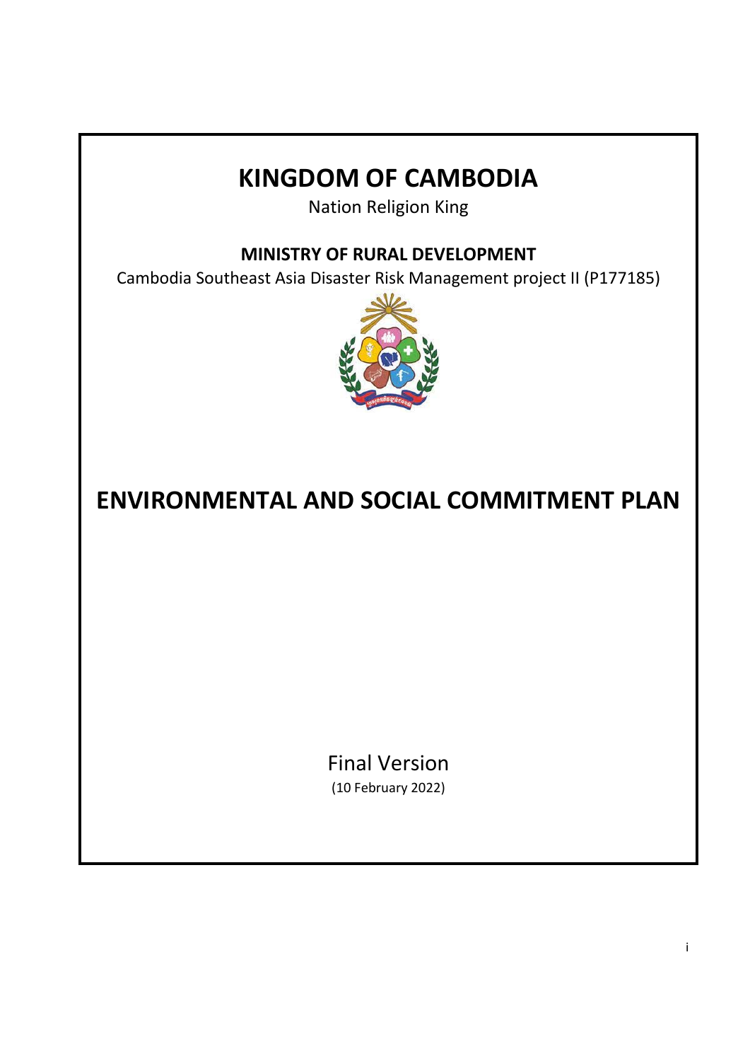# KINGDOM OF CAMBODIA

Nation Religion King

**MINISTRY OF RURAL DEVELOPMENT**

Cambodia Southeast Asia Disaster Risk Management project II (P177185)

# ENVIRONMENTAL AND SOCIAL COMMITMENT PLAN

Final Version

(10 February 2022)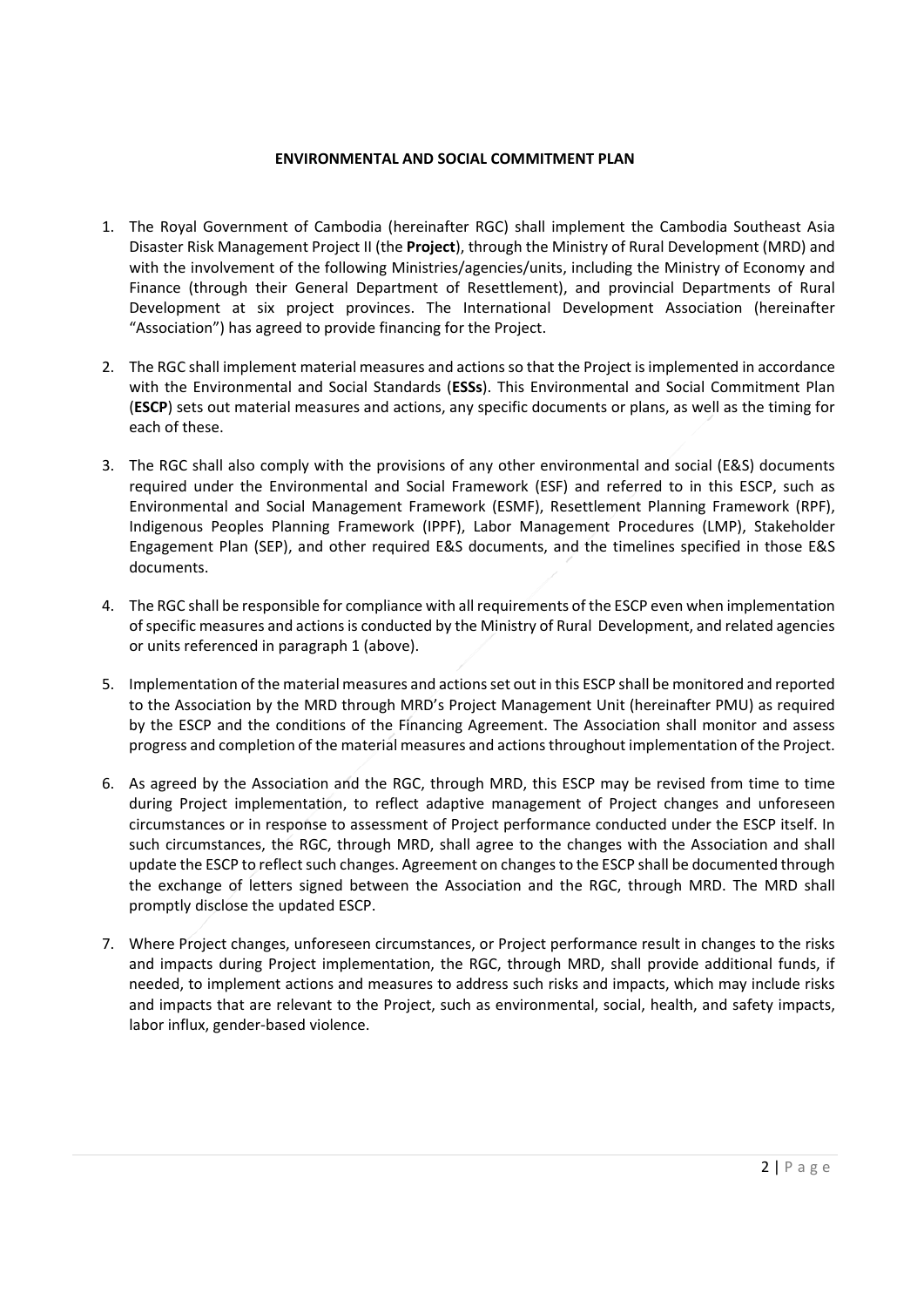## ENVIRONMENTAL AND SOCIAL COMMITMENT PLAN

1. The Royal Government of Cambodia (hereinafter RGC) shall implement the Cambodia Southeast Asia Disaster Risk Management Project II (the **Project**), through the Ministry of Rural Development (MRD) and with the involvement of the following Ministries/agencies/units, including the Ministry of Economy and Finance (through their General Department of Resettlement), and provincial Departments of Rural Development at six project provinces. The International Development Association (hereinafter "Association") has agreed to provide financing for the Project.

2. The RGC shall implement material measures and actions so that the Project is implemented in accordance with the Environmental and Social Standards (**ESSs**). This Environmental and Social Commitment Plan (**ESCP**) sets out material measures and actions, any specific documents or plans, as well as the timing for each of these.

3. The RGC shall also comply with the provisions of any other environmental and social (E&S) documents required under the Environmental and Social Framework (ESF) and referred to in this ESCP, such as Environmental and Social Management Framework (ESMF), Resettlement Planning Framework (RPF), Indigenous Peoples Planning Framework (IPPF), Labor Management Procedures (LMP), Stakeholder Engagement Plan (SEP), and other required E&S documents, and the timelines specified in those E&S documents.

4. The RGC shall be responsible for compliance with all requirements of the ESCP even when implementation of specific measures and actions is conducted by the Ministry of Rural Development, and related agencies or units referenced in paragraph 1 (above).

5. Implementation of the material measures and actions set out in this ESCP shall be monitored and reported to the Association by the MRD through MRD's Project Management Unit (hereinafter PMU) as required by the ESCP and the conditions of the Financing Agreement. The Association shall monitor and assess progress and completion of the material measures and actions throughout implementation of the Project.

6. As agreed by the Association and the RGC, through MRD, this ESCP may be revised from time to time during Project implementation, to reflect adaptive management of Project changes and unforeseen circumstances or in response to assessment of Project performance conducted under the ESCP itself. In such circumstances, the RGC, through MRD, shall agree to the changes with the Association and shall update the ESCP to reflect such changes. Agreement on changes to the ESCP shall be documented through the exchange of letters signed between the Association and the RGC, through MRD. The MRD shall promptly disclose the updated ESCP.

7. Where Project changes, unforeseen circumstances, or Project performance result in changes to the risks and impacts during Project implementation, the RGC, through MRD, shall provide additional funds, if needed, to implement actions and measures to address such risks and impacts, which may include risks and impacts that are relevant to the Project, such as environmental, social, health, and safety impacts, labor influx, gender-based violence.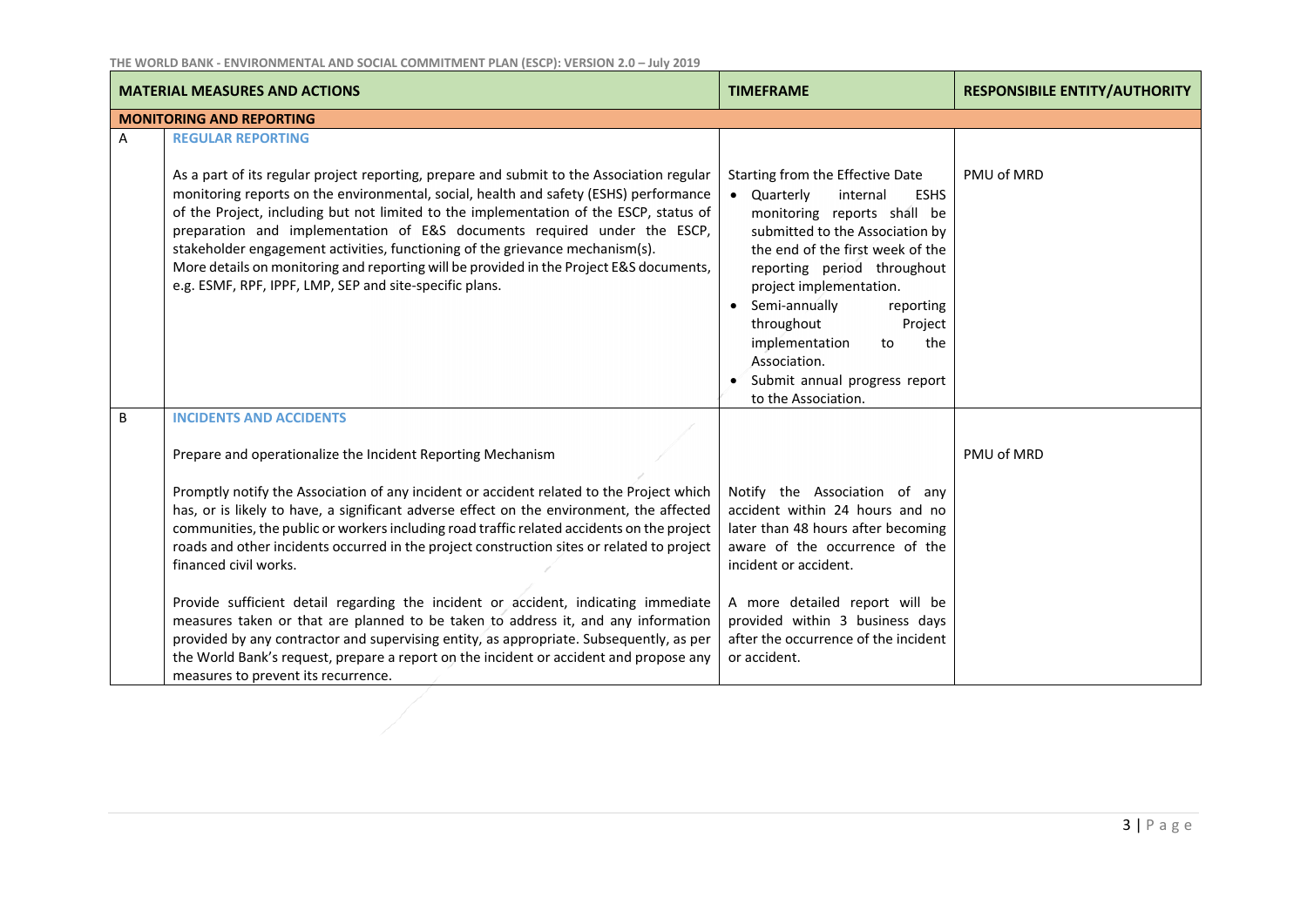| | MATERIAL MEASURES AND ACTIONS | TIMEFRAME | RESPONSIBILE ENTITY/AUTHORITY |
|---|---|---|---|
| **MONITORING AND REPORTING** | | | |
| A | **REGULAR REPORTING**<br><br>As a part of its regular project reporting, prepare and submit to the Association regular monitoring reports on the environmental, social, health and safety (ESHS) performance of the Project, including but not limited to the implementation of the ESCP, status of preparation and implementation of E&S documents required under the ESCP, stakeholder engagement activities, functioning of the grievance mechanism(s).<br>More details on monitoring and reporting will be provided in the Project E&S documents, e.g. ESMF, RPF, IPPF, LMP, SEP and site-specific plans. | Starting from the Effective Date<br>• Quarterly internal ESHS monitoring reports shall be submitted to the Association by the end of the first week of the reporting period throughout project implementation.<br>• Semi-annually reporting throughout Project implementation to the Association.<br>• Submit annual progress report to the Association. | PMU of MRD |
| B | **INCIDENTS AND ACCIDENTS**<br><br>Prepare and operationalize the Incident Reporting Mechanism<br><br>Promptly notify the Association of any incident or accident related to the Project which has, or is likely to have, a significant adverse effect on the environment, the affected communities, the public or workers including road traffic related accidents on the project roads and other incidents occurred in the project construction sites or related to project financed civil works.<br><br>Provide sufficient detail regarding the incident or accident, indicating immediate measures taken or that are planned to be taken to address it, and any information provided by any contractor and supervising entity, as appropriate. Subsequently, as per the World Bank's request, prepare a report on the incident or accident and propose any measures to prevent its recurrence. | Notify the Association of any accident within 24 hours and no later than 48 hours after becoming aware of the occurrence of the incident or accident.<br><br>A more detailed report will be provided within 3 business days after the occurrence of the incident or accident. | PMU of MRD |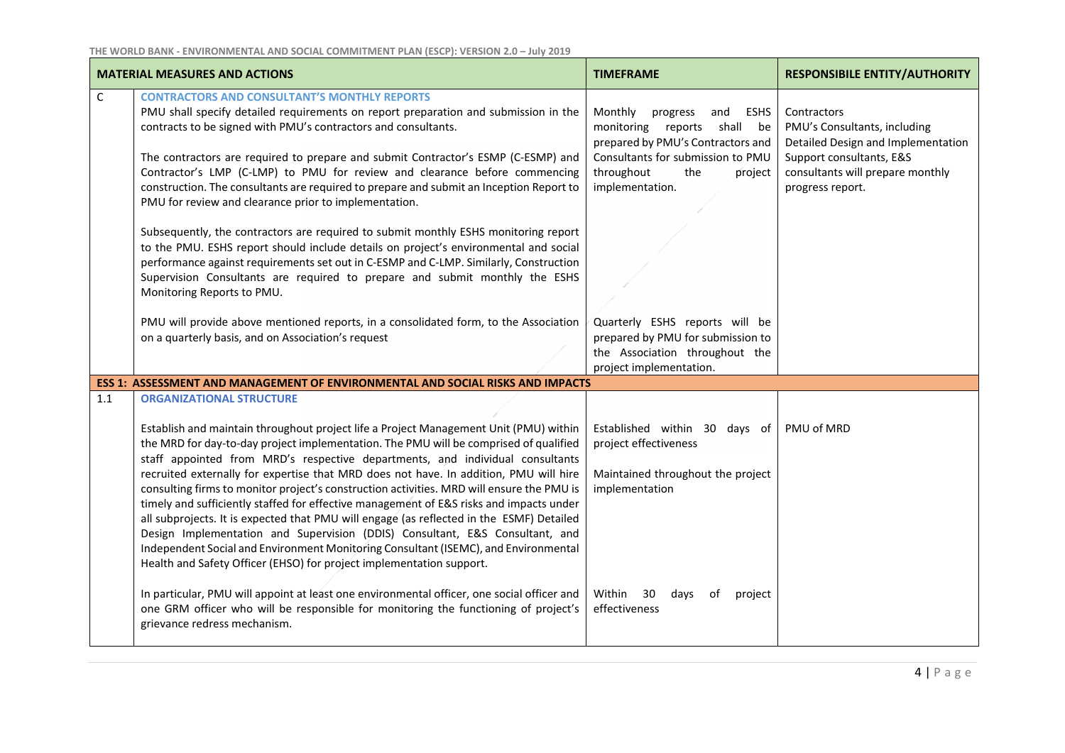| | MATERIAL MEASURES AND ACTIONS | TIMEFRAME | RESPONSIBILE ENTITY/AUTHORITY |
|---|---|---|---|
| C | **CONTRACTORS AND CONSULTANT'S MONTHLY REPORTS**<br>PMU shall specify detailed requirements on report preparation and submission in the contracts to be signed with PMU's contractors and consultants.<br><br>The contractors are required to prepare and submit Contractor's ESMP (C-ESMP) and Contractor's LMP (C-LMP) to PMU for review and clearance before commencing construction. The consultants are required to prepare and submit an Inception Report to PMU for review and clearance prior to implementation.<br><br>Subsequently, the contractors are required to submit monthly ESHS monitoring report to the PMU. ESHS report should include details on project's environmental and social performance against requirements set out in C-ESMP and C-LMP. Similarly, Construction Supervision Consultants are required to prepare and submit monthly the ESHS Monitoring Reports to PMU.<br><br>PMU will provide above mentioned reports, in a consolidated form, to the Association on a quarterly basis, and on Association's request | Monthly progress and ESHS monitoring reports shall be prepared by PMU's Contractors and Consultants for submission to PMU throughout the project implementation.<br><br>Quarterly ESHS reports will be prepared by PMU for submission to the Association throughout the project implementation. | Contractors<br>PMU's Consultants, including Detailed Design and Implementation Support consultants, E&S consultants will prepare monthly progress report. |
| **ESS 1: ASSESSMENT AND MANAGEMENT OF ENVIRONMENTAL AND SOCIAL RISKS AND IMPACTS** | | | |
| 1.1 | **ORGANIZATIONAL STRUCTURE**<br><br>Establish and maintain throughout project life a Project Management Unit (PMU) within the MRD for day-to-day project implementation. The PMU will be comprised of qualified staff appointed from MRD's respective departments, and individual consultants recruited externally for expertise that MRD does not have. In addition, PMU will hire consulting firms to monitor project's construction activities. MRD will ensure the PMU is timely and sufficiently staffed for effective management of E&S risks and impacts under all subprojects. It is expected that PMU will engage (as reflected in the ESMF) Detailed Design Implementation and Supervision (DDIS) Consultant, E&S Consultant, and Independent Social and Environment Monitoring Consultant (ISEMC), and Environmental Health and Safety Officer (EHSO) for project implementation support.<br><br>In particular, PMU will appoint at least one environmental officer, one social officer and one GRM officer who will be responsible for monitoring the functioning of project's grievance redress mechanism. | Established within 30 days of project effectiveness<br><br>Maintained throughout the project implementation<br><br>Within 30 days of project effectiveness | PMU of MRD |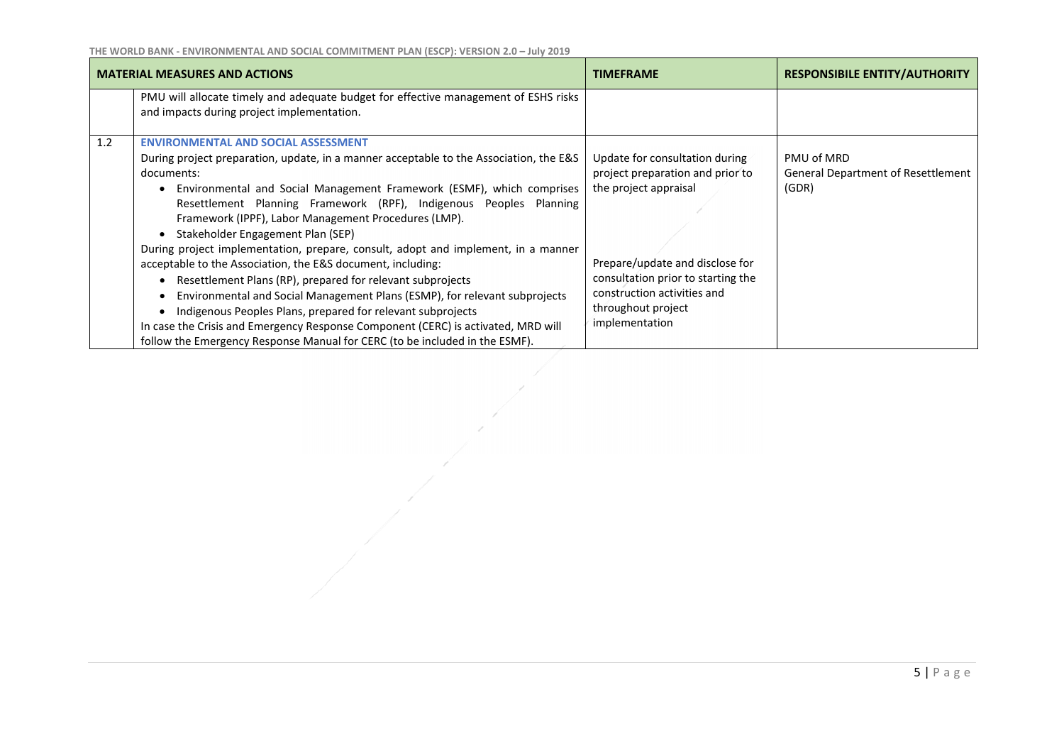| | MATERIAL MEASURES AND ACTIONS | TIMEFRAME | RESPONSIBILE ENTITY/AUTHORITY |
|---|---|---|---|
| | PMU will allocate timely and adequate budget for effective management of ESHS risks and impacts during project implementation. | | |
| 1.2 | **ENVIRONMENTAL AND SOCIAL ASSESSMENT**<br>During project preparation, update, in a manner acceptable to the Association, the E&S documents:<br>• Environmental and Social Management Framework (ESMF), which comprises Resettlement Planning Framework (RPF), Indigenous Peoples Planning Framework (IPPF), Labor Management Procedures (LMP).<br>• Stakeholder Engagement Plan (SEP)<br>During project implementation, prepare, consult, adopt and implement, in a manner acceptable to the Association, the E&S document, including:<br>• Resettlement Plans (RP), prepared for relevant subprojects<br>• Environmental and Social Management Plans (ESMP), for relevant subprojects<br>• Indigenous Peoples Plans, prepared for relevant subprojects<br>In case the Crisis and Emergency Response Component (CERC) is activated, MRD will follow the Emergency Response Manual for CERC (to be included in the ESMF). | Update for consultation during project preparation and prior to the project appraisal<br><br>Prepare/update and disclose for consultation prior to starting the construction activities and throughout project implementation | PMU of MRD<br>General Department of Resettlement (GDR) |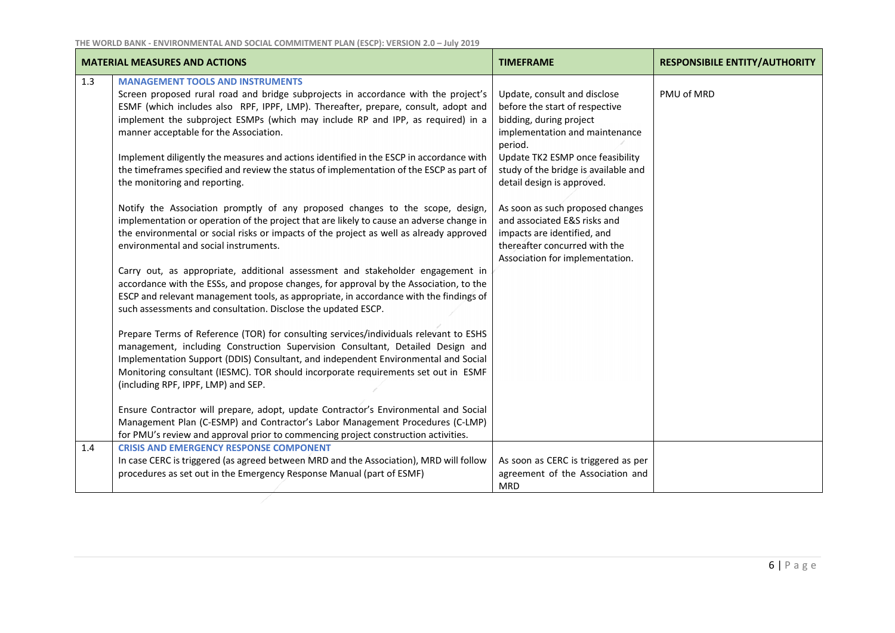| | MATERIAL MEASURES AND ACTIONS | TIMEFRAME | RESPONSIBILE ENTITY/AUTHORITY |
|---|---|---|---|
| 1.3 | **MANAGEMENT TOOLS AND INSTRUMENTS**<br>Screen proposed rural road and bridge subprojects in accordance with the project's ESMF (which includes also RPF, IPPF, LMP). Thereafter, prepare, consult, adopt and implement the subproject ESMPs (which may include RP and IPP, as required) in a manner acceptable for the Association.<br><br>Implement diligently the measures and actions identified in the ESCP in accordance with the timeframes specified and review the status of implementation of the ESCP as part of the monitoring and reporting.<br><br>Notify the Association promptly of any proposed changes to the scope, design, implementation or operation of the project that are likely to cause an adverse change in the environmental or social risks or impacts of the project as well as already approved environmental and social instruments.<br><br>Carry out, as appropriate, additional assessment and stakeholder engagement in accordance with the ESSs, and propose changes, for approval by the Association, to the ESCP and relevant management tools, as appropriate, in accordance with the findings of such assessments and consultation. Disclose the updated ESCP.<br><br>Prepare Terms of Reference (TOR) for consulting services/individuals relevant to ESHS management, including Construction Supervision Consultant, Detailed Design and Implementation Support (DDIS) Consultant, and independent Environmental and Social Monitoring consultant (IESMC). TOR should incorporate requirements set out in ESMF (including RPF, IPPF, LMP) and SEP.<br><br>Ensure Contractor will prepare, adopt, update Contractor's Environmental and Social Management Plan (C-ESMP) and Contractor's Labor Management Procedures (C-LMP) for PMU's review and approval prior to commencing project construction activities. | Update, consult and disclose before the start of respective bidding, during project implementation and maintenance period.<br>Update TK2 ESMP once feasibility study of the bridge is available and detail design is approved.<br><br>As soon as such proposed changes and associated E&S risks and impacts are identified, and thereafter concurred with the Association for implementation. | PMU of MRD |
| 1.4 | **CRISIS AND EMERGENCY RESPONSE COMPONENT**<br>In case CERC is triggered (as agreed between MRD and the Association), MRD will follow procedures as set out in the Emergency Response Manual (part of ESMF) | As soon as CERC is triggered as per agreement of the Association and MRD | |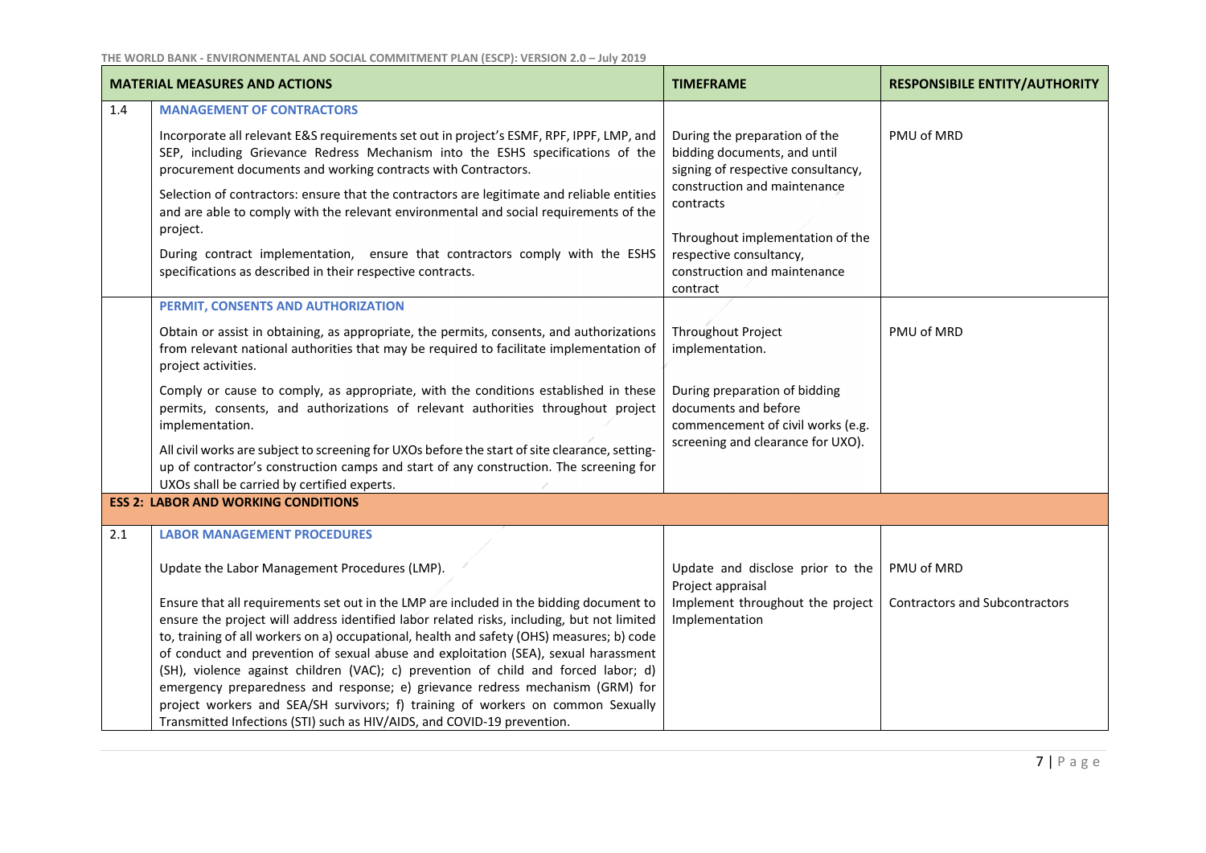| | MATERIAL MEASURES AND ACTIONS | TIMEFRAME | RESPONSIBILE ENTITY/AUTHORITY |
|---|---|---|---|
| 1.4 | **MANAGEMENT OF CONTRACTORS**<br><br>Incorporate all relevant E&S requirements set out in project's ESMF, RPF, IPPF, LMP, and SEP, including Grievance Redress Mechanism into the ESHS specifications of the procurement documents and working contracts with Contractors.<br><br>Selection of contractors: ensure that the contractors are legitimate and reliable entities and are able to comply with the relevant environmental and social requirements of the project.<br><br>During contract implementation, ensure that contractors comply with the ESHS specifications as described in their respective contracts. | During the preparation of the bidding documents, and until signing of respective consultancy, construction and maintenance contracts<br><br>Throughout implementation of the respective consultancy, construction and maintenance contract | PMU of MRD |
| | **PERMIT, CONSENTS AND AUTHORIZATION**<br><br>Obtain or assist in obtaining, as appropriate, the permits, consents, and authorizations from relevant national authorities that may be required to facilitate implementation of project activities.<br><br>Comply or cause to comply, as appropriate, with the conditions established in these permits, consents, and authorizations of relevant authorities throughout project implementation.<br><br>All civil works are subject to screening for UXOs before the start of site clearance, setting-up of contractor's construction camps and start of any construction. The screening for UXOs shall be carried by certified experts. | Throughout Project implementation.<br><br>During preparation of bidding documents and before commencement of civil works (e.g. screening and clearance for UXO). | PMU of MRD |
| **ESS 2: LABOR AND WORKING CONDITIONS** | | | |
| 2.1 | **LABOR MANAGEMENT PROCEDURES**<br><br>Update the Labor Management Procedures (LMP).<br><br>Ensure that all requirements set out in the LMP are included in the bidding document to ensure the project will address identified labor related risks, including, but not limited to, training of all workers on a) occupational, health and safety (OHS) measures; b) code of conduct and prevention of sexual abuse and exploitation (SEA), sexual harassment (SH), violence against children (VAC); c) prevention of child and forced labor; d) emergency preparedness and response; e) grievance redress mechanism (GRM) for project workers and SEA/SH survivors; f) training of workers on common Sexually Transmitted Infections (STI) such as HIV/AIDS, and COVID-19 prevention. | Update and disclose prior to the Project appraisal<br><br>Implement throughout the project Implementation | PMU of MRD<br><br>Contractors and Subcontractors |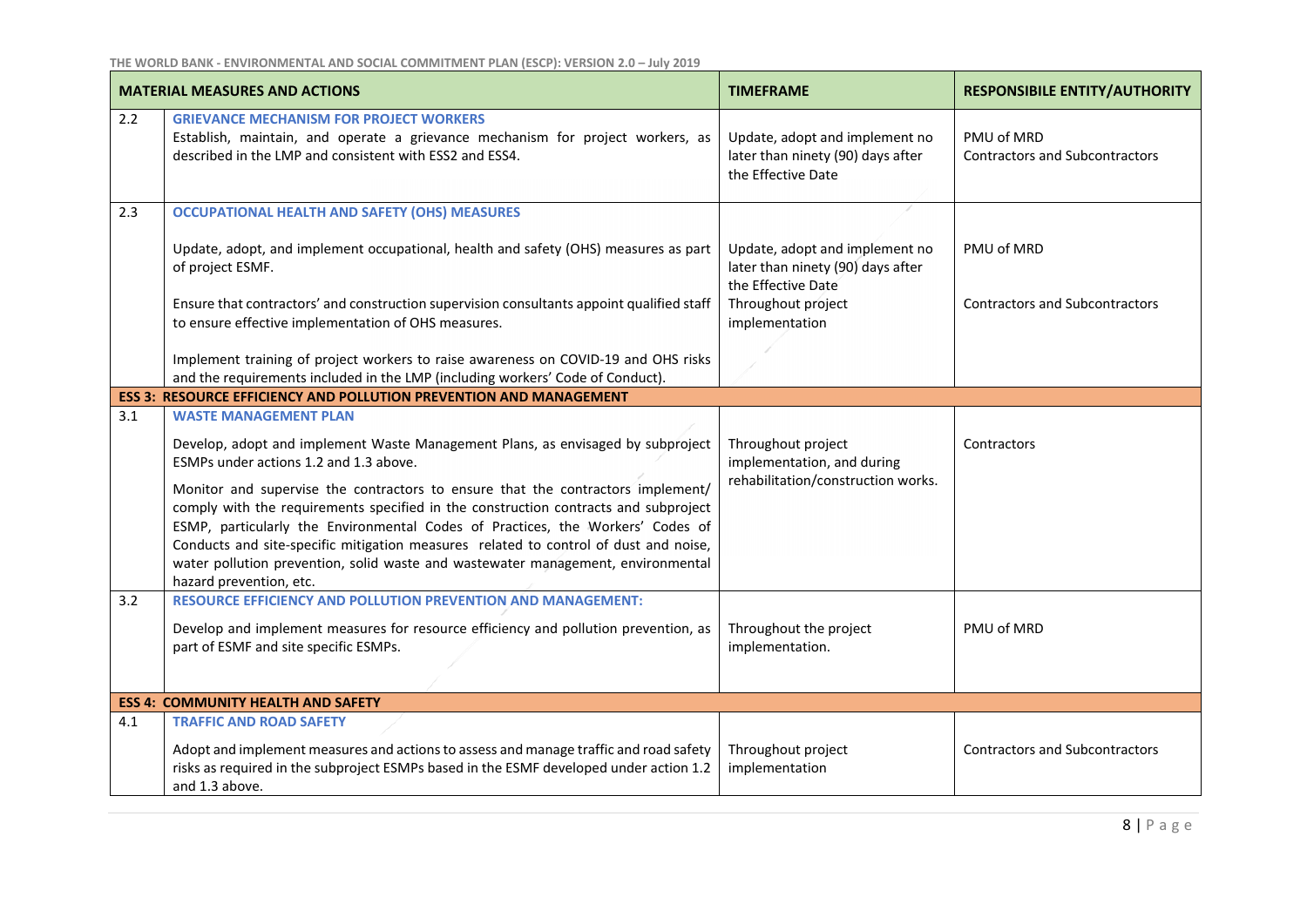| | MATERIAL MEASURES AND ACTIONS | TIMEFRAME | RESPONSIBILE ENTITY/AUTHORITY |
|---|---|---|---|
| 2.2 | **GRIEVANCE MECHANISM FOR PROJECT WORKERS**<br>Establish, maintain, and operate a grievance mechanism for project workers, as described in the LMP and consistent with ESS2 and ESS4. | Update, adopt and implement no later than ninety (90) days after the Effective Date | PMU of MRD<br>Contractors and Subcontractors |
| 2.3 | **OCCUPATIONAL HEALTH AND SAFETY (OHS) MEASURES**<br><br>Update, adopt, and implement occupational, health and safety (OHS) measures as part of project ESMF.<br><br>Ensure that contractors' and construction supervision consultants appoint qualified staff to ensure effective implementation of OHS measures.<br><br>Implement training of project workers to raise awareness on COVID-19 and OHS risks and the requirements included in the LMP (including workers' Code of Conduct). | Update, adopt and implement no later than ninety (90) days after the Effective Date<br><br>Throughout project implementation | PMU of MRD<br><br>Contractors and Subcontractors |
| **ESS 3: RESOURCE EFFICIENCY AND POLLUTION PREVENTION AND MANAGEMENT** | | | |
| 3.1 | **WASTE MANAGEMENT PLAN**<br><br>Develop, adopt and implement Waste Management Plans, as envisaged by subproject ESMPs under actions 1.2 and 1.3 above.<br><br>Monitor and supervise the contractors to ensure that the contractors implement/ comply with the requirements specified in the construction contracts and subproject ESMP, particularly the Environmental Codes of Practices, the Workers' Codes of Conducts and site-specific mitigation measures related to control of dust and noise, water pollution prevention, solid waste and wastewater management, environmental hazard prevention, etc. | Throughout project implementation, and during rehabilitation/construction works. | Contractors |
| 3.2 | **RESOURCE EFFICIENCY AND POLLUTION PREVENTION AND MANAGEMENT:**<br><br>Develop and implement measures for resource efficiency and pollution prevention, as part of ESMF and site specific ESMPs. | Throughout the project implementation. | PMU of MRD |
| **ESS 4: COMMUNITY HEALTH AND SAFETY** | | | |
| 4.1 | **TRAFFIC AND ROAD SAFETY**<br><br>Adopt and implement measures and actions to assess and manage traffic and road safety risks as required in the subproject ESMPs based in the ESMF developed under action 1.2 and 1.3 above. | Throughout project implementation | Contractors and Subcontractors |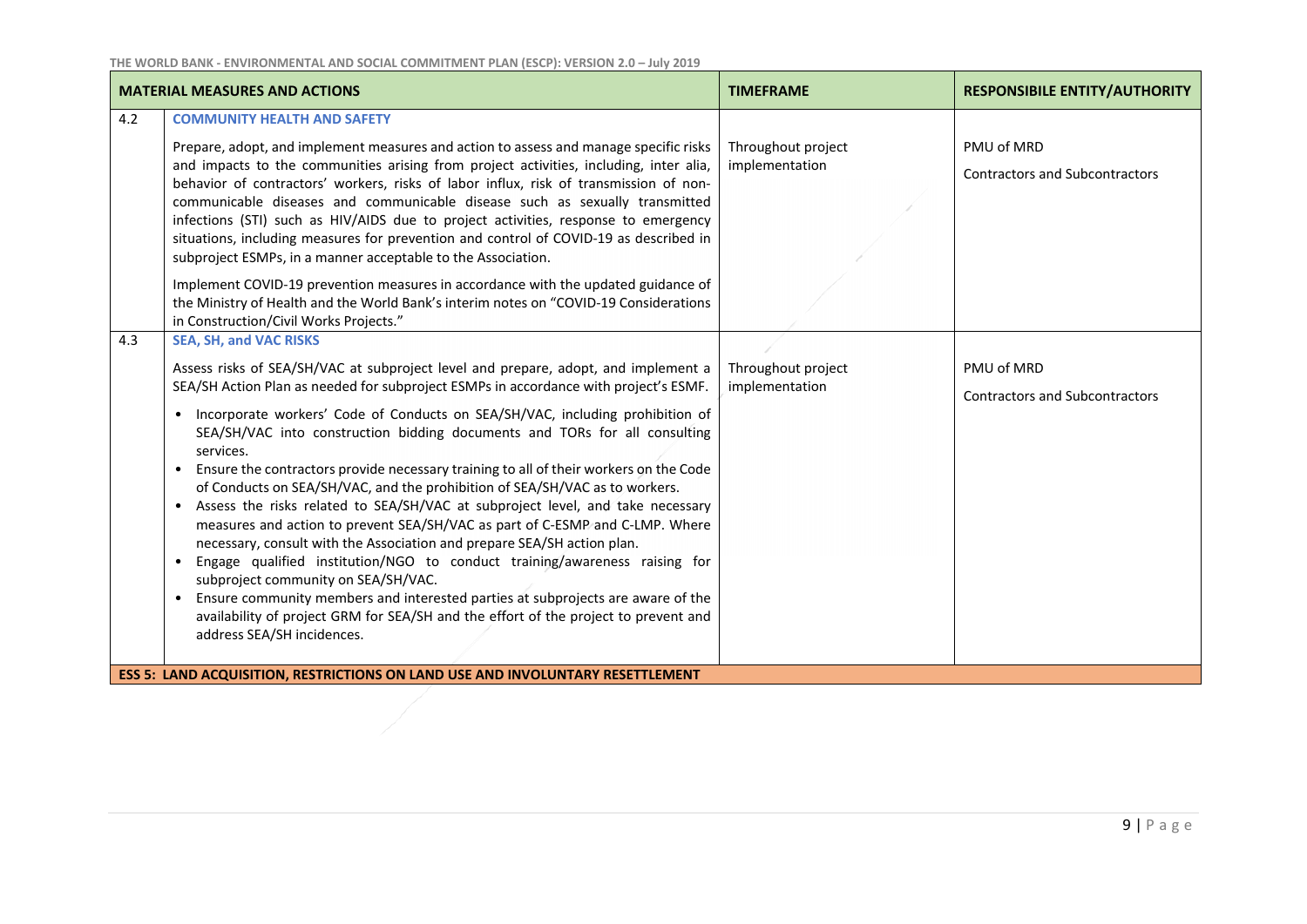| | MATERIAL MEASURES AND ACTIONS | TIMEFRAME | RESPONSIBILE ENTITY/AUTHORITY |
|---|---|---|---|
| 4.2 | **COMMUNITY HEALTH AND SAFETY**<br><br>Prepare, adopt, and implement measures and action to assess and manage specific risks and impacts to the communities arising from project activities, including, inter alia, behavior of contractors' workers, risks of labor influx, risk of transmission of non-communicable diseases and communicable disease such as sexually transmitted infections (STI) such as HIV/AIDS due to project activities, response to emergency situations, including measures for prevention and control of COVID-19 as described in subproject ESMPs, in a manner acceptable to the Association.<br><br>Implement COVID-19 prevention measures in accordance with the updated guidance of the Ministry of Health and the World Bank's interim notes on "COVID-19 Considerations in Construction/Civil Works Projects." | Throughout project implementation | PMU of MRD<br><br>Contractors and Subcontractors |
| 4.3 | **SEA, SH, and VAC RISKS**<br><br>Assess risks of SEA/SH/VAC at subproject level and prepare, adopt, and implement a SEA/SH Action Plan as needed for subproject ESMPs in accordance with project's ESMF.<br><br>• Incorporate workers' Code of Conducts on SEA/SH/VAC, including prohibition of SEA/SH/VAC into construction bidding documents and TORs for all consulting services.<br>• Ensure the contractors provide necessary training to all of their workers on the Code of Conducts on SEA/SH/VAC, and the prohibition of SEA/SH/VAC as to workers.<br>• Assess the risks related to SEA/SH/VAC at subproject level, and take necessary measures and action to prevent SEA/SH/VAC as part of C-ESMP and C-LMP. Where necessary, consult with the Association and prepare SEA/SH action plan.<br>• Engage qualified institution/NGO to conduct training/awareness raising for subproject community on SEA/SH/VAC.<br>• Ensure community members and interested parties at subprojects are aware of the availability of project GRM for SEA/SH and the effort of the project to prevent and address SEA/SH incidences. | Throughout project implementation | PMU of MRD<br><br>Contractors and Subcontractors |
| **ESS 5: LAND ACQUISITION, RESTRICTIONS ON LAND USE AND INVOLUNTARY RESETTLEMENT** | | | |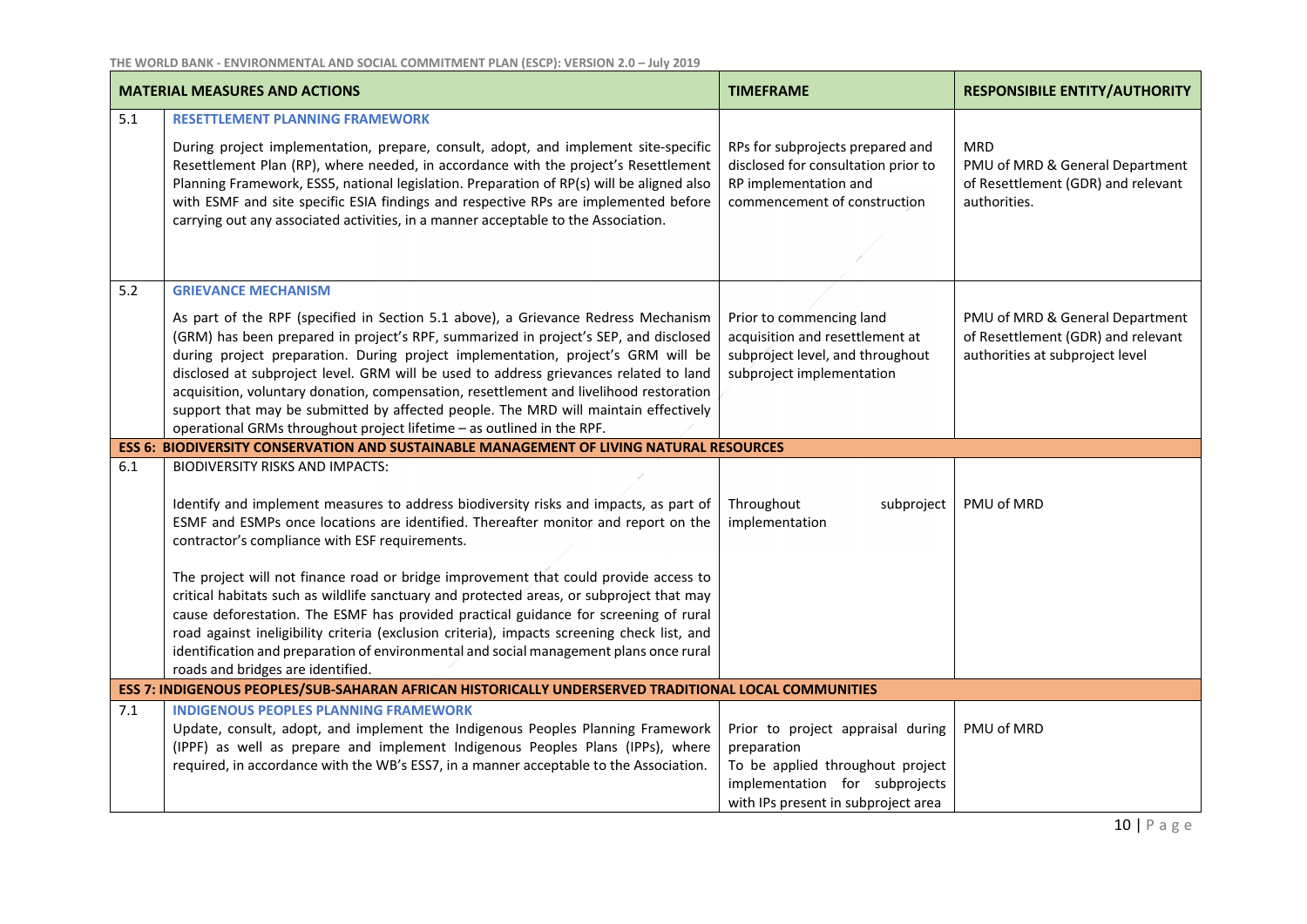| | MATERIAL MEASURES AND ACTIONS | TIMEFRAME | RESPONSIBILE ENTITY/AUTHORITY |
|---|---|---|---|
| 5.1 | **RESETTLEMENT PLANNING FRAMEWORK**<br><br>During project implementation, prepare, consult, adopt, and implement site-specific Resettlement Plan (RP), where needed, in accordance with the project's Resettlement Planning Framework, ESS5, national legislation. Preparation of RP(s) will be aligned also with ESMF and site specific ESIA findings and respective RPs are implemented before carrying out any associated activities, in a manner acceptable to the Association. | RPs for subprojects prepared and disclosed for consultation prior to RP implementation and commencement of construction | MRD<br>PMU of MRD & General Department of Resettlement (GDR) and relevant authorities. |
| 5.2 | **GRIEVANCE MECHANISM**<br><br>As part of the RPF (specified in Section 5.1 above), a Grievance Redress Mechanism (GRM) has been prepared in project's RPF, summarized in project's SEP, and disclosed during project preparation. During project implementation, project's GRM will be disclosed at subproject level. GRM will be used to address grievances related to land acquisition, voluntary donation, compensation, resettlement and livelihood restoration support that may be submitted by affected people. The MRD will maintain effectively operational GRMs throughout project lifetime – as outlined in the RPF. | Prior to commencing land acquisition and resettlement at subproject level, and throughout subproject implementation | PMU of MRD & General Department of Resettlement (GDR) and relevant authorities at subproject level |
| **ESS 6: BIODIVERSITY CONSERVATION AND SUSTAINABLE MANAGEMENT OF LIVING NATURAL RESOURCES** | | | |
| 6.1 | BIODIVERSITY RISKS AND IMPACTS:<br><br>Identify and implement measures to address biodiversity risks and impacts, as part of ESMF and ESMPs once locations are identified. Thereafter monitor and report on the contractor's compliance with ESF requirements.<br><br>The project will not finance road or bridge improvement that could provide access to critical habitats such as wildlife sanctuary and protected areas, or subproject that may cause deforestation. The ESMF has provided practical guidance for screening of rural road against ineligibility criteria (exclusion criteria), impacts screening check list, and identification and preparation of environmental and social management plans once rural roads and bridges are identified. | Throughout subproject implementation | PMU of MRD |
| **ESS 7: INDIGENOUS PEOPLES/SUB-SAHARAN AFRICAN HISTORICALLY UNDERSERVED TRADITIONAL LOCAL COMMUNITIES** | | | |
| 7.1 | **INDIGENOUS PEOPLES PLANNING FRAMEWORK**<br>Update, consult, adopt, and implement the Indigenous Peoples Planning Framework (IPPF) as well as prepare and implement Indigenous Peoples Plans (IPPs), where required, in accordance with the WB's ESS7, in a manner acceptable to the Association. | Prior to project appraisal during preparation<br>To be applied throughout project implementation for subprojects with IPs present in subproject area | PMU of MRD |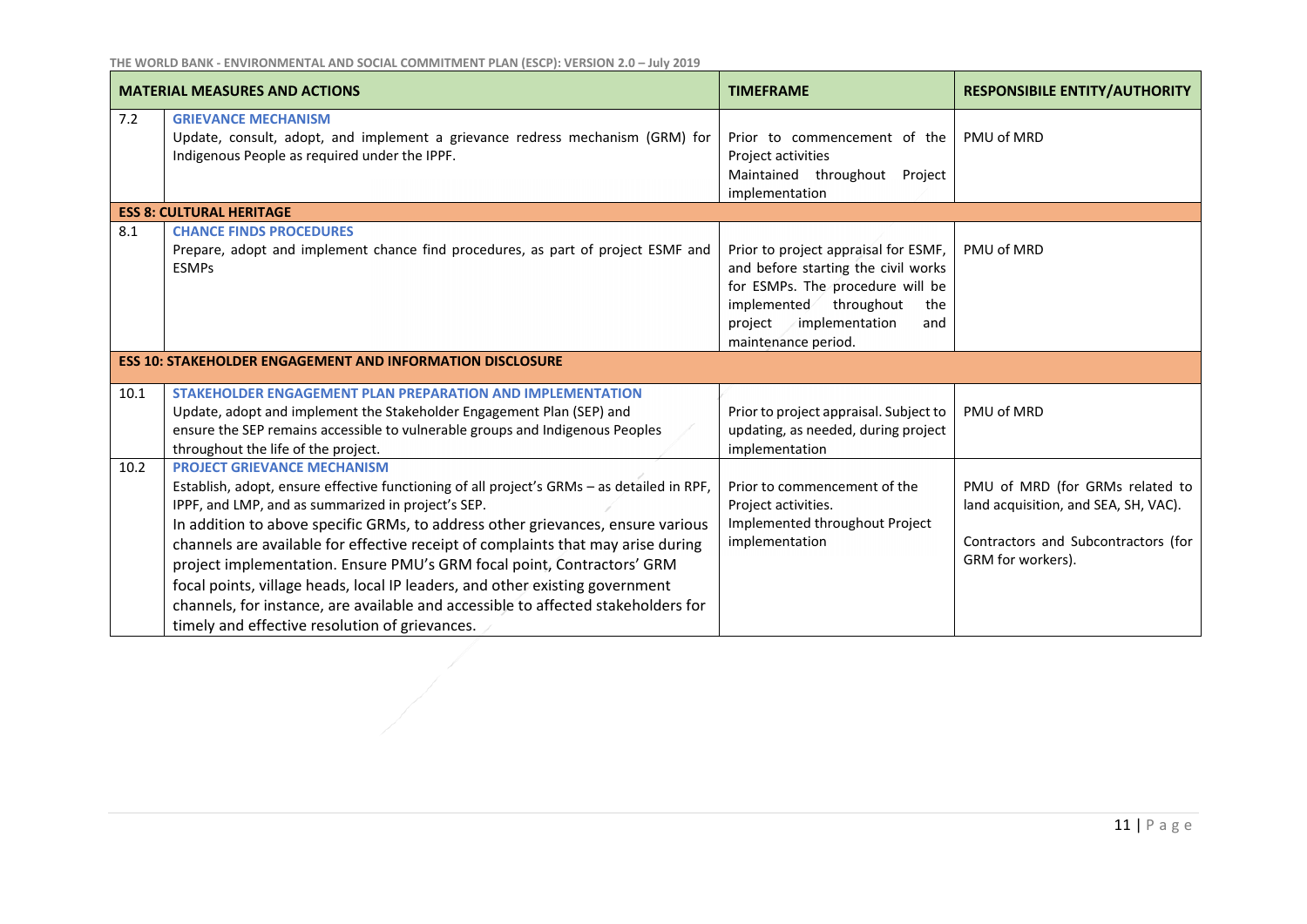| MATERIAL MEASURES AND ACTIONS | | TIMEFRAME | RESPONSIBILE ENTITY/AUTHORITY |
|---|---|---|---|
| 7.2 | **GRIEVANCE MECHANISM**<br>Update, consult, adopt, and implement a grievance redress mechanism (GRM) for Indigenous People as required under the IPPF. | Prior to commencement of the Project activities<br>Maintained throughout Project implementation | PMU of MRD |
| **ESS 8: CULTURAL HERITAGE** | | | |
| 8.1 | **CHANCE FINDS PROCEDURES**<br>Prepare, adopt and implement chance find procedures, as part of project ESMF and ESMPs | Prior to project appraisal for ESMF, and before starting the civil works for ESMPs. The procedure will be implemented throughout the project implementation and maintenance period. | PMU of MRD |
| **ESS 10: STAKEHOLDER ENGAGEMENT AND INFORMATION DISCLOSURE** | | | |
| 10.1 | **STAKEHOLDER ENGAGEMENT PLAN PREPARATION AND IMPLEMENTATION**<br>Update, adopt and implement the Stakeholder Engagement Plan (SEP) and ensure the SEP remains accessible to vulnerable groups and Indigenous Peoples throughout the life of the project. | Prior to project appraisal. Subject to updating, as needed, during project implementation | PMU of MRD |
| 10.2 | **PROJECT GRIEVANCE MECHANISM**<br>Establish, adopt, ensure effective functioning of all project's GRMs – as detailed in RPF, IPPF, and LMP, and as summarized in project's SEP.<br>In addition to above specific GRMs, to address other grievances, ensure various channels are available for effective receipt of complaints that may arise during project implementation. Ensure PMU's GRM focal point, Contractors' GRM focal points, village heads, local IP leaders, and other existing government channels, for instance, are available and accessible to affected stakeholders for timely and effective resolution of grievances. | Prior to commencement of the Project activities.<br>Implemented throughout Project implementation | PMU of MRD (for GRMs related to land acquisition, and SEA, SH, VAC).<br><br>Contractors and Subcontractors (for GRM for workers). |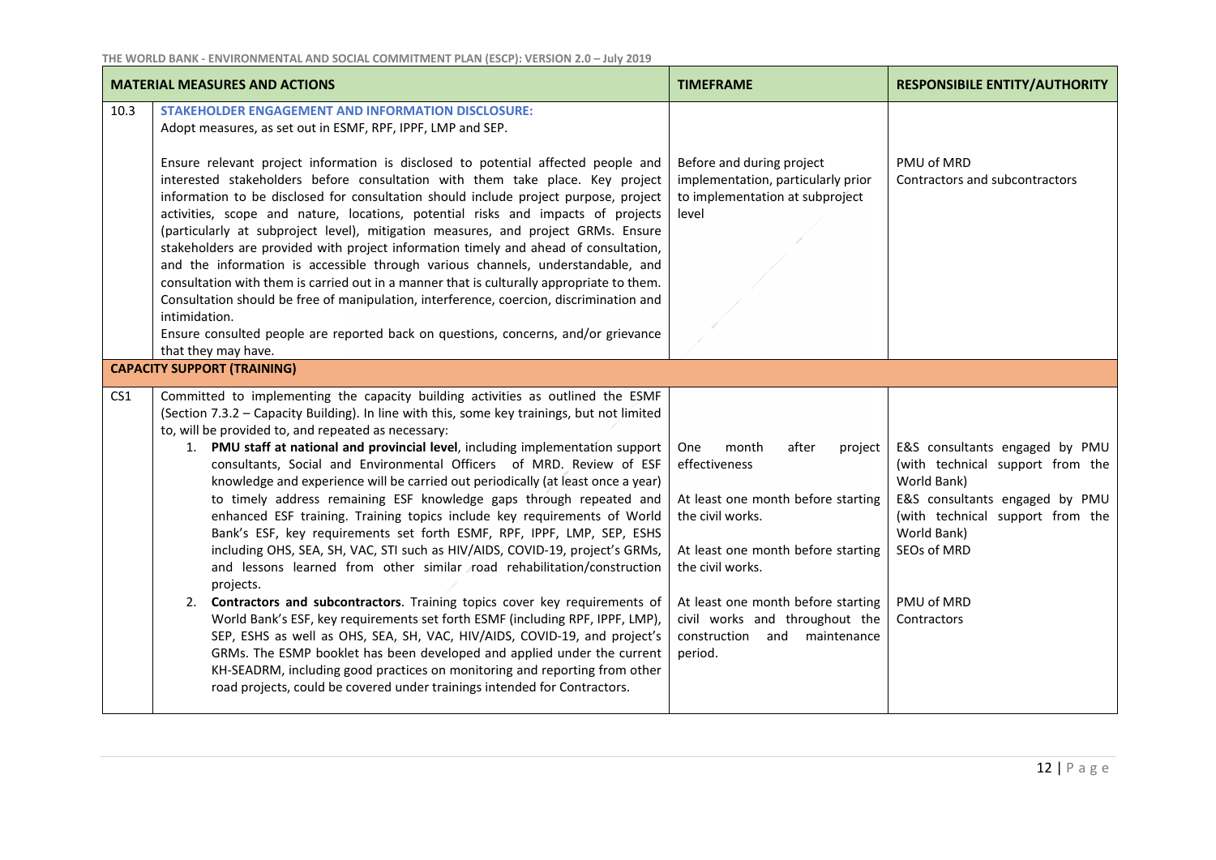| | MATERIAL MEASURES AND ACTIONS | TIMEFRAME | RESPONSIBILE ENTITY/AUTHORITY |
|---|---|---|---|
| 10.3 | **STAKEHOLDER ENGAGEMENT AND INFORMATION DISCLOSURE:**<br>Adopt measures, as set out in ESMF, RPF, IPPF, LMP and SEP.<br><br>Ensure relevant project information is disclosed to potential affected people and interested stakeholders before consultation with them take place. Key project information to be disclosed for consultation should include project purpose, project activities, scope and nature, locations, potential risks and impacts of projects (particularly at subproject level), mitigation measures, and project GRMs. Ensure stakeholders are provided with project information timely and ahead of consultation, and the information is accessible through various channels, understandable, and consultation with them is carried out in a manner that is culturally appropriate to them. Consultation should be free of manipulation, interference, coercion, discrimination and intimidation.<br>Ensure consulted people are reported back on questions, concerns, and/or grievance that they may have. | Before and during project implementation, particularly prior to implementation at subproject level | PMU of MRD<br>Contractors and subcontractors |
| **CAPACITY SUPPORT (TRAINING)** | | | |
| CS1 | Committed to implementing the capacity building activities as outlined the ESMF (Section 7.3.2 – Capacity Building). In line with this, some key trainings, but not limited to, will be provided to, and repeated as necessary:<br>1. **PMU staff at national and provincial level**, including implementation support consultants, Social and Environmental Officers of MRD. Review of ESF knowledge and experience will be carried out periodically (at least once a year) to timely address remaining ESF knowledge gaps through repeated and enhanced ESF training. Training topics include key requirements of World Bank's ESF, key requirements set forth ESMF, RPF, IPPF, LMP, SEP, ESHS including OHS, SEA, SH, VAC, STI such as HIV/AIDS, COVID-19, project's GRMs, and lessons learned from other similar road rehabilitation/construction projects.<br>2. **Contractors and subcontractors**. Training topics cover key requirements of World Bank's ESF, key requirements set forth ESMF (including RPF, IPPF, LMP), SEP, ESHS as well as OHS, SEA, SH, VAC, HIV/AIDS, COVID-19, and project's GRMs. The ESMP booklet has been developed and applied under the current KH-SEADRM, including good practices on monitoring and reporting from other road projects, could be covered under trainings intended for Contractors. | One month after project effectiveness<br><br>At least one month before starting the civil works.<br><br>At least one month before starting the civil works.<br><br>At least one month before starting civil works and throughout the construction and maintenance period. | E&S consultants engaged by PMU (with technical support from the World Bank)<br>E&S consultants engaged by PMU (with technical support from the World Bank)<br>SEOs of MRD<br><br>PMU of MRD<br>Contractors |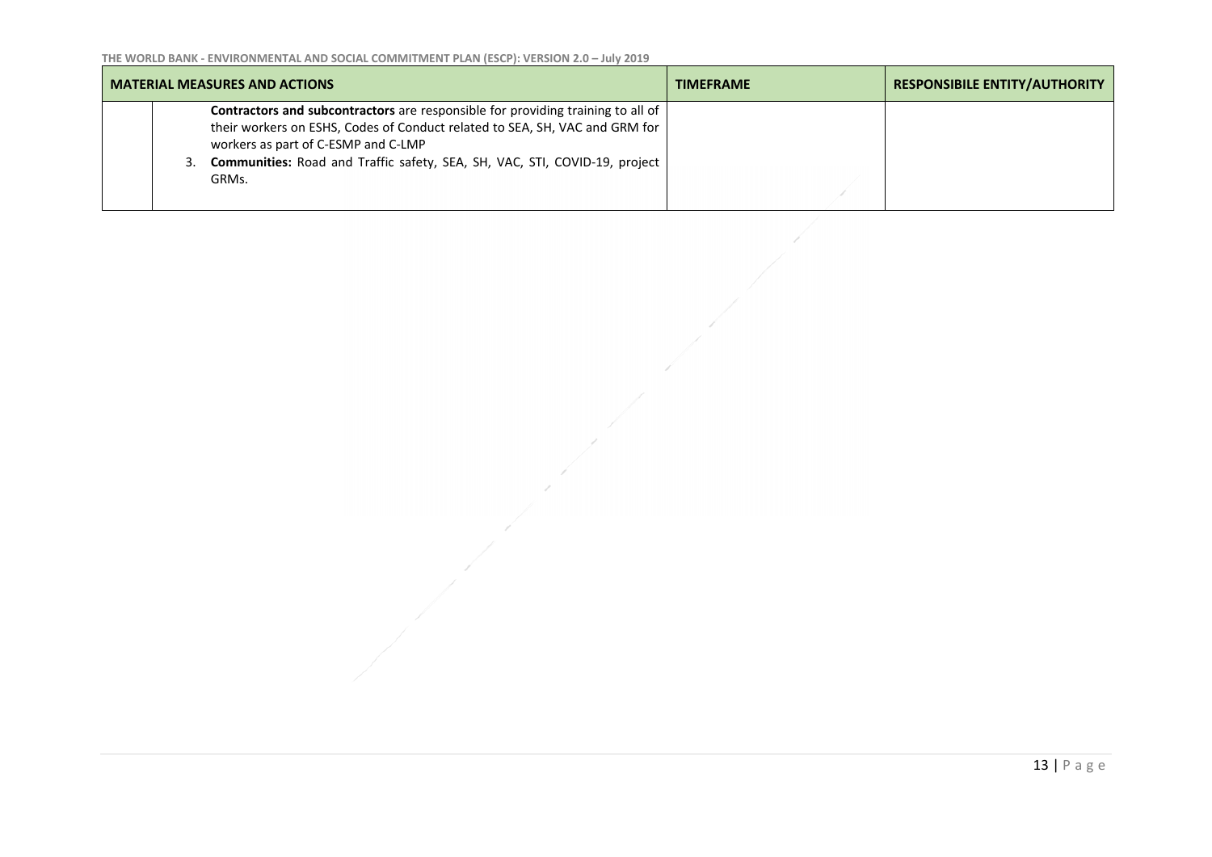| MATERIAL MEASURES AND ACTIONS | | TIMEFRAME | RESPONSIBILE ENTITY/AUTHORITY |
|---|---|---|---|
| | **Contractors and subcontractors** are responsible for providing training to all of their workers on ESHS, Codes of Conduct related to SEA, SH, VAC and GRM for workers as part of C-ESMP and C-LMP<br>3. **Communities:** Road and Traffic safety, SEA, SH, VAC, STI, COVID-19, project GRMs. | | |